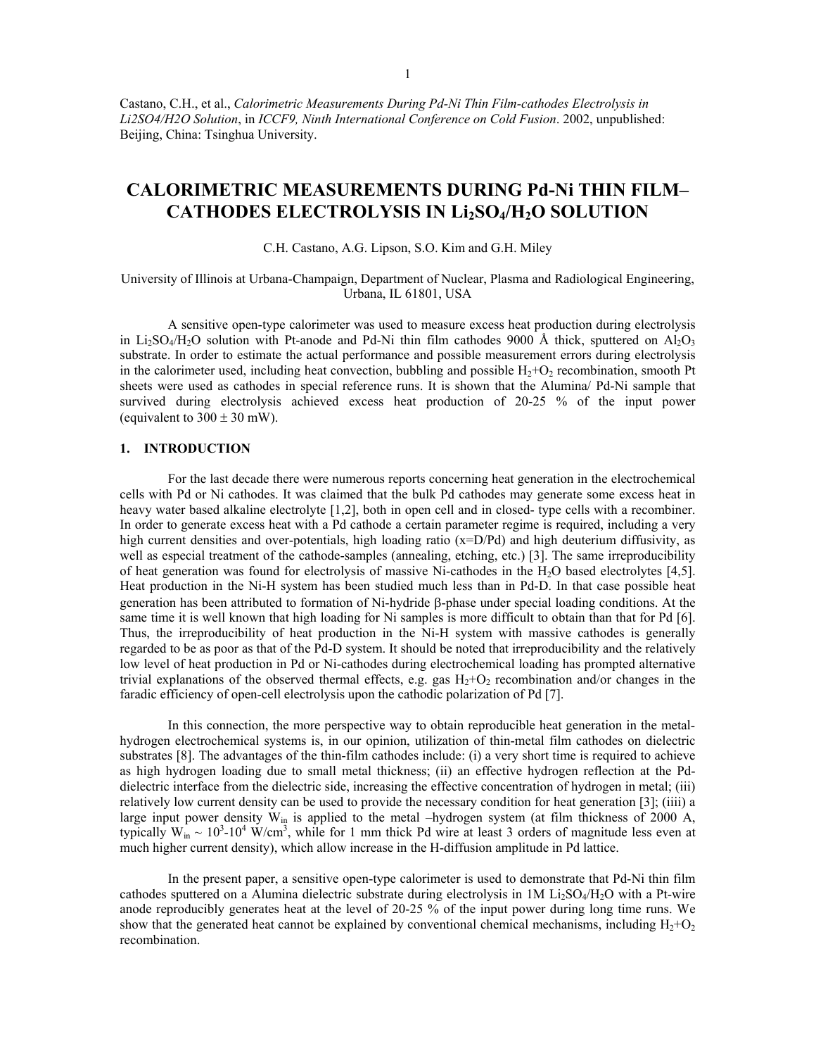Castano, C.H., et al., *Calorimetric Measurements During Pd-Ni Thin Film-cathodes Electrolysis in Li2SO4/H2O Solution*, in *ICCF9, Ninth International Conference on Cold Fusion*. 2002, unpublished: Beijing, China: Tsinghua University.

# CALORIMETRIC MEASUREMENTS DURING Pd-Ni THIN FILM–CATHODES ELECTROLYSIS IN $Li_2SO_4/H_2O$ SOLUTION

C.H. Castano, A.G. Lipson, S.O. Kim and G.H. Miley

University of Illinois at Urbana-Champaign, Department of Nuclear, Plasma and Radiological Engineering, Urbana, IL 61801, USA

A sensitive open-type calorimeter was used to measure excess heat production during electrolysis in $Li_2SO_4/H_2O$ solution with Pt-anode and Pd-Ni thin film cathodes 9000 Å thick, sputtered on $Al_2O_3$ substrate. In order to estimate the actual performance and possible measurement errors during electrolysis in the calorimeter used, including heat convection, bubbling and possible $H_2$+$O_2$ recombination, smooth Pt sheets were used as cathodes in special reference runs. It is shown that the Alumina/ Pd-Ni sample that survived during electrolysis achieved excess heat production of 20-25 % of the input power (equivalent to 300 ± 30 mW).

## 1. INTRODUCTION

For the last decade there were numerous reports concerning heat generation in the electrochemical cells with Pd or Ni cathodes. It was claimed that the bulk Pd cathodes may generate some excess heat in heavy water based alkaline electrolyte [1,2], both in open cell and in closed- type cells with a recombiner. In order to generate excess heat with a Pd cathode a certain parameter regime is required, including a very high current densities and over-potentials, high loading ratio (x=D/Pd) and high deuterium diffusivity, as well as especial treatment of the cathode-samples (annealing, etching, etc.) [3]. The same irreproducibility of heat generation was found for electrolysis of massive Ni-cathodes in the $H_2O$ based electrolytes [4,5]. Heat production in the Ni-H system has been studied much less than in Pd-D. In that case possible heat generation has been attributed to formation of Ni-hydride β-phase under special loading conditions. At the same time it is well known that high loading for Ni samples is more difficult to obtain than that for Pd [6]. Thus, the irreproducibility of heat production in the Ni-H system with massive cathodes is generally regarded to be as poor as that of the Pd-D system. It should be noted that irreproducibility and the relatively low level of heat production in Pd or Ni-cathodes during electrochemical loading has prompted alternative trivial explanations of the observed thermal effects, e.g. gas $H_2$+$O_2$ recombination and/or changes in the faradic efficiency of open-cell electrolysis upon the cathodic polarization of Pd [7].

In this connection, the more perspective way to obtain reproducible heat generation in the metal-hydrogen electrochemical systems is, in our opinion, utilization of thin-metal film cathodes on dielectric substrates [8]. The advantages of the thin-film cathodes include: (i) a very short time is required to achieve as high hydrogen loading due to small metal thickness; (ii) an effective hydrogen reflection at the Pd-dielectric interface from the dielectric side, increasing the effective concentration of hydrogen in metal; (iii) relatively low current density can be used to provide the necessary condition for heat generation [3]; (iiii) a large input power density $W_{in}$ is applied to the metal –hydrogen system (at film thickness of 2000 A, typically $W_{in} \sim 10^3$-$10^4$ W/cm$^3$, while for 1 mm thick Pd wire at least 3 orders of magnitude less even at much higher current density), which allow increase in the H-diffusion amplitude in Pd lattice.

In the present paper, a sensitive open-type calorimeter is used to demonstrate that Pd-Ni thin film cathodes sputtered on a Alumina dielectric substrate during electrolysis in 1M $Li_2SO_4/H_2O$ with a Pt-wire anode reproducibly generates heat at the level of 20-25 % of the input power during long time runs. We show that the generated heat cannot be explained by conventional chemical mechanisms, including $H_2$+$O_2$ recombination.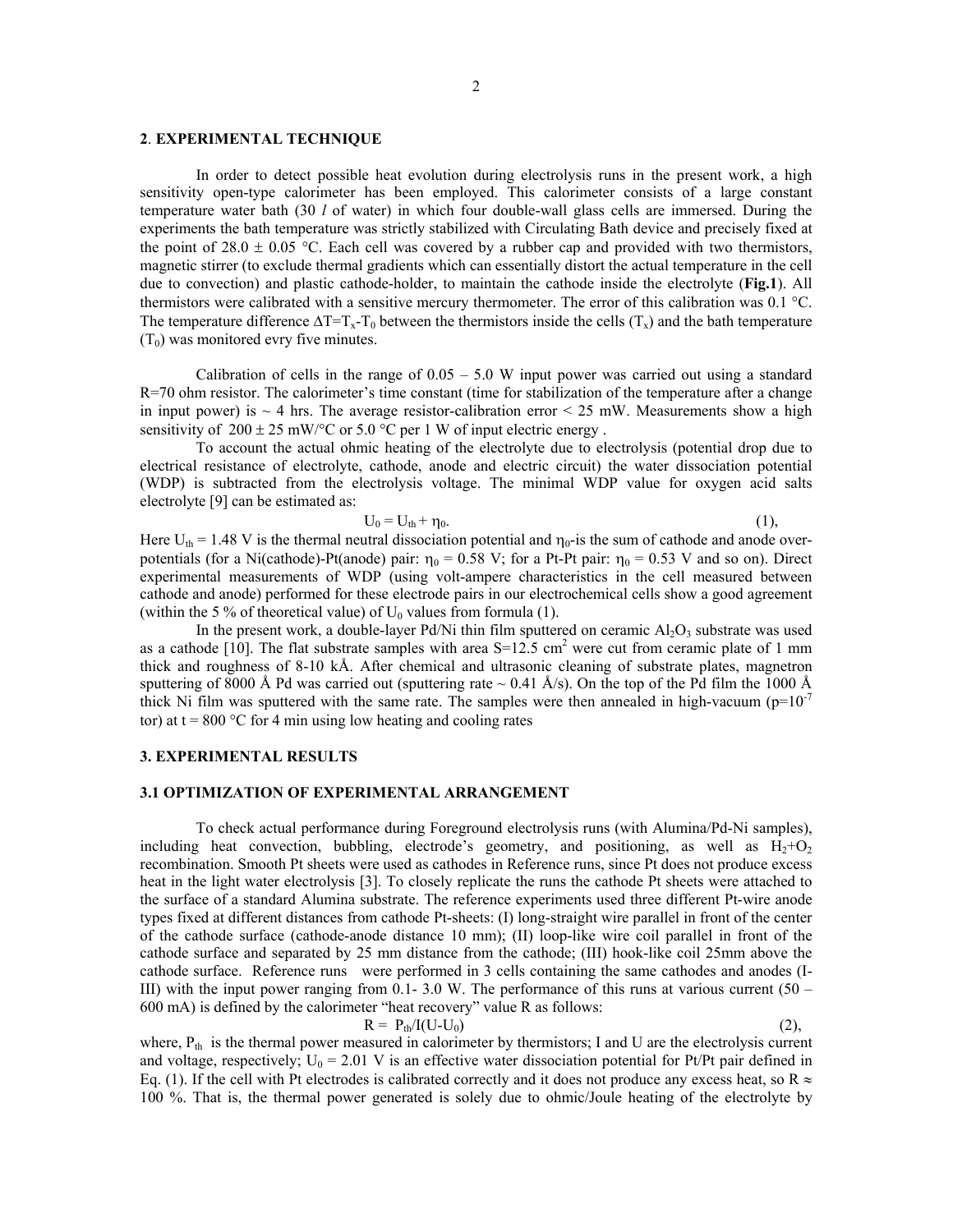## 2. EXPERIMENTAL TECHNIQUE

In order to detect possible heat evolution during electrolysis runs in the present work, a high sensitivity open-type calorimeter has been employed. This calorimeter consists of a large constant temperature water bath (30 *l* of water) in which four double-wall glass cells are immersed. During the experiments the bath temperature was strictly stabilized with Circulating Bath device and precisely fixed at the point of 28.0 ± 0.05 °C. Each cell was covered by a rubber cap and provided with two thermistors, magnetic stirrer (to exclude thermal gradients which can essentially distort the actual temperature in the cell due to convection) and plastic cathode-holder, to maintain the cathode inside the electrolyte (**Fig.1**). All thermistors were calibrated with a sensitive mercury thermometer. The error of this calibration was 0.1 °C. The temperature difference $\Delta T = T_x - T_0$ between the thermistors inside the cells ($T_x$) and the bath temperature ($T_0$) was monitored evry five minutes.

Calibration of cells in the range of 0.05 – 5.0 W input power was carried out using a standard R=70 ohm resistor. The calorimeter's time constant (time for stabilization of the temperature after a change in input power) is ~ 4 hrs. The average resistor-calibration error < 25 mW. Measurements show a high sensitivity of 200 ± 25 mW/°C or 5.0 °C per 1 W of input electric energy .

To account the actual ohmic heating of the electrolyte due to electrolysis (potential drop due to electrical resistance of electrolyte, cathode, anode and electric circuit) the water dissociation potential (WDP) is subtracted from the electrolysis voltage. The minimal WDP value for oxygen acid salts electrolyte [9] can be estimated as:

$$U_0 = U_{th} + \eta_0. \qquad (1),$$

Here $U_{th}$ = 1.48 V is the thermal neutral dissociation potential and $\eta_0$-is the sum of cathode and anode over-potentials (for a Ni(cathode)-Pt(anode) pair: $\eta_0$ = 0.58 V; for a Pt-Pt pair: $\eta_0$ = 0.53 V and so on). Direct experimental measurements of WDP (using volt-ampere characteristics in the cell measured between cathode and anode) performed for these electrode pairs in our electrochemical cells show a good agreement (within the 5 % of theoretical value) of $U_0$ values from formula (1).

In the present work, a double-layer Pd/Ni thin film sputtered on ceramic $Al_2O_3$ substrate was used as a cathode [10]. The flat substrate samples with area S=12.5 cm$^2$ were cut from ceramic plate of 1 mm thick and roughness of 8-10 kÅ. After chemical and ultrasonic cleaning of substrate plates, magnetron sputtering of 8000 Å Pd was carried out (sputtering rate ~ 0.41 Å/s). On the top of the Pd film the 1000 Å thick Ni film was sputtered with the same rate. The samples were then annealed in high-vacuum (p=10$^{-7}$ tor) at t = 800 °C for 4 min using low heating and cooling rates

## 3. EXPERIMENTAL RESULTS

### 3.1 OPTIMIZATION OF EXPERIMENTAL ARRANGEMENT

To check actual performance during Foreground electrolysis runs (with Alumina/Pd-Ni samples), including heat convection, bubbling, electrode's geometry, and positioning, as well as $H_2$+$O_2$ recombination. Smooth Pt sheets were used as cathodes in Reference runs, since Pt does not produce excess heat in the light water electrolysis [3]. To closely replicate the runs the cathode Pt sheets were attached to the surface of a standard Alumina substrate. The reference experiments used three different Pt-wire anode types fixed at different distances from cathode Pt-sheets: (I) long-straight wire parallel in front of the center of the cathode surface (cathode-anode distance 10 mm); (II) loop-like wire coil parallel in front of the cathode surface and separated by 25 mm distance from the cathode; (III) hook-like coil 25mm above the cathode surface. Reference runs were performed in 3 cells containing the same cathodes and anodes (I-III) with the input power ranging from 0.1- 3.0 W. The performance of this runs at various current (50 – 600 mA) is defined by the calorimeter "heat recovery" value R as follows:

$$R = P_{th}/I(U-U_0) \qquad (2),$$

where, $P_{th}$ is the thermal power measured in calorimeter by thermistors; I and U are the electrolysis current and voltage, respectively; $U_0$ = 2.01 V is an effective water dissociation potential for Pt/Pt pair defined in Eq. (1). If the cell with Pt electrodes is calibrated correctly and it does not produce any excess heat, so R ≈ 100 %. That is, the thermal power generated is solely due to ohmic/Joule heating of the electrolyte by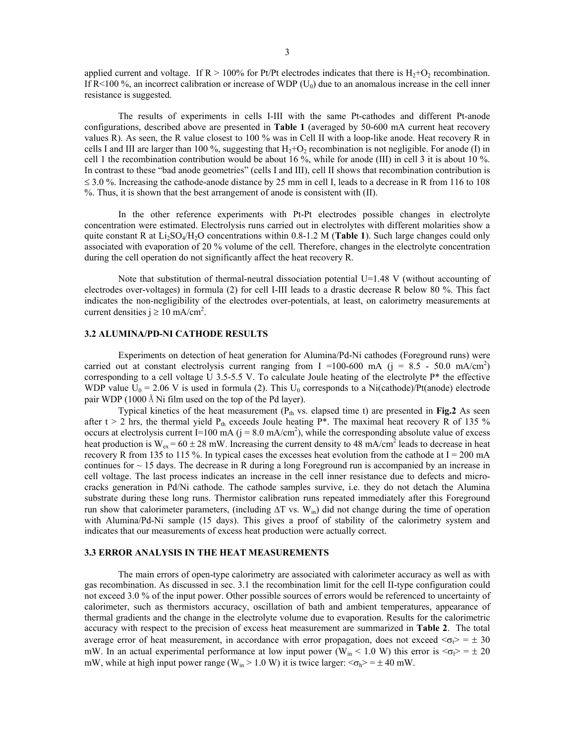applied current and voltage. If R > 100% for Pt/Pt electrodes indicates that there is $H_2$+$O_2$ recombination. If R<100 %, an incorrect calibration or increase of WDP ($U_0$) due to an anomalous increase in the cell inner resistance is suggested.

The results of experiments in cells I-III with the same Pt-cathodes and different Pt-anode configurations, described above are presented in **Table 1** (averaged by 50-600 mA current heat recovery values R). As seen, the R value closest to 100 % was in Cell II with a loop-like anode. Heat recovery R in cells I and III are larger than 100 %, suggesting that $H_2$+$O_2$ recombination is not negligible. For anode (I) in cell 1 the recombination contribution would be about 16 %, while for anode (III) in cell 3 it is about 10 %. In contrast to these "bad anode geometries" (cells I and III), cell II shows that recombination contribution is ≤ 3.0 %. Increasing the cathode-anode distance by 25 mm in cell I, leads to a decrease in R from 116 to 108 %. Thus, it is shown that the best arrangement of anode is consistent with (II).

In the other reference experiments with Pt-Pt electrodes possible changes in electrolyte concentration were estimated. Electrolysis runs carried out in electrolytes with different molarities show a quite constant R at $Li_2SO_4/H_2O$ concentrations within 0.8-1.2 M (**Table 1**). Such large changes could only associated with evaporation of 20 % volume of the cell. Therefore, changes in the electrolyte concentration during the cell operation do not significantly affect the heat recovery R.

Note that substitution of thermal-neutral dissociation potential U=1.48 V (without accounting of electrodes over-voltages) in formula (2) for cell I-III leads to a drastic decrease R below 80 %. This fact indicates the non-negligibility of the electrodes over-potentials, at least, on calorimetry measurements at current densities $j \geq 10$ mA/cm$^2$.

### 3.2 ALUMINA/PD-NI CATHODE RESULTS

Experiments on detection of heat generation for Alumina/Pd-Ni cathodes (Foreground runs) were carried out at constant electrolysis current ranging from I =100-600 mA (j = 8.5 - 50.0 mA/cm$^2$) corresponding to a cell voltage U 3.5-5.5 V. To calculate Joule heating of the electrolyte P* the effective WDP value $U_0$ = 2.06 V is used in formula (2). This $U_0$ corresponds to a Ni(cathode)/Pt(anode) electrode pair WDP (1000 Å Ni film used on the top of the Pd layer).

Typical kinetics of the heat measurement ($P_{th}$ vs. elapsed time t) are presented in **Fig.2** As seen after t > 2 hrs, the thermal yield $P_{th}$ exceeds Joule heating P*. The maximal heat recovery R of 135 % occurs at electrolysis current I=100 mA (j = 8.0 mA/cm$^2$), while the corresponding absolute value of excess heat production is $W_{ex}$ = 60 ± 28 mW. Increasing the current density to 48 mA/cm$^2$ leads to decrease in heat recovery R from 135 to 115 %. In typical cases the excesses heat evolution from the cathode at I = 200 mA continues for ~ 15 days. The decrease in R during a long Foreground run is accompanied by an increase in cell voltage. The last process indicates an increase in the cell inner resistance due to defects and micro-cracks generation in Pd/Ni cathode. The cathode samples survive, i.e. they do not detach the Alumina substrate during these long runs. Thermistor calibration runs repeated immediately after this Foreground run show that calorimeter parameters, (including ΔT vs. $W_{in}$) did not change during the time of operation with Alumina/Pd-Ni sample (15 days). This gives a proof of stability of the calorimetry system and indicates that our measurements of excess heat production were actually correct.

### 3.3 ERROR ANALYSIS IN THE HEAT MEASUREMENTS

The main errors of open-type calorimetry are associated with calorimeter accuracy as well as with gas recombination. As discussed in sec. 3.1 the recombination limit for the cell II-type configuration could not exceed 3.0 % of the input power. Other possible sources of errors would be referenced to uncertainty of calorimeter, such as thermistors accuracy, oscillation of bath and ambient temperatures, appearance of thermal gradients and the change in the electrolyte volume due to evaporation. Results for the calorimetric accuracy with respect to the precision of excess heat measurement are summarized in **Table 2**. The total average error of heat measurement, in accordance with error propagation, does not exceed $\langle\sigma_t\rangle = \pm 30$ mW. In an actual experimental performance at low input power ($W_{in}$ < 1.0 W) this error is $\langle\sigma_l\rangle = \pm 20$ mW, while at high input power range ($W_{in}$ > 1.0 W) it is twice larger: $\langle\sigma_h\rangle = \pm 40$ mW.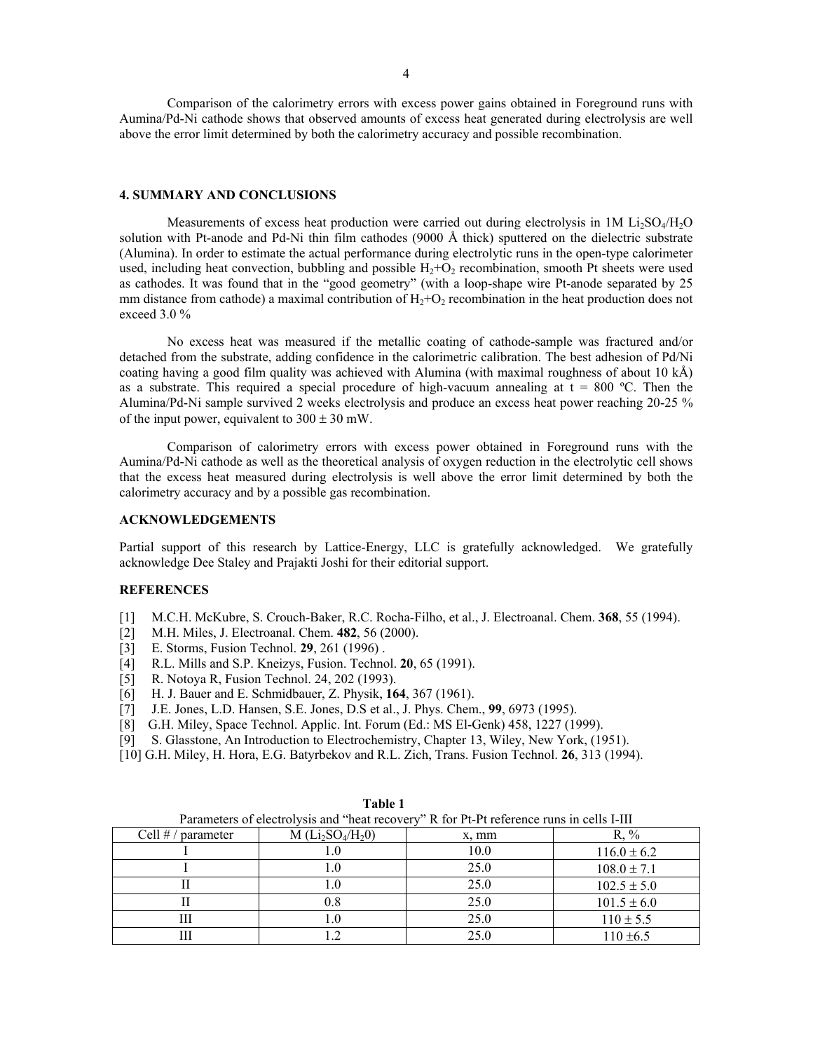Comparison of the calorimetry errors with excess power gains obtained in Foreground runs with Aumina/Pd-Ni cathode shows that observed amounts of excess heat generated during electrolysis are well above the error limit determined by both the calorimetry accuracy and possible recombination.

## 4. SUMMARY AND CONCLUSIONS

Measurements of excess heat production were carried out during electrolysis in 1M $Li_2SO_4/H_2O$ solution with Pt-anode and Pd-Ni thin film cathodes (9000 Å thick) sputtered on the dielectric substrate (Alumina). In order to estimate the actual performance during electrolytic runs in the open-type calorimeter used, including heat convection, bubbling and possible $H_2$+$O_2$ recombination, smooth Pt sheets were used as cathodes. It was found that in the "good geometry" (with a loop-shape wire Pt-anode separated by 25 mm distance from cathode) a maximal contribution of $H_2$+$O_2$ recombination in the heat production does not exceed 3.0 %

No excess heat was measured if the metallic coating of cathode-sample was fractured and/or detached from the substrate, adding confidence in the calorimetric calibration. The best adhesion of Pd/Ni coating having a good film quality was achieved with Alumina (with maximal roughness of about 10 kÅ) as a substrate. This required a special procedure of high-vacuum annealing at t = 800 ºC. Then the Alumina/Pd-Ni sample survived 2 weeks electrolysis and produce an excess heat power reaching 20-25 % of the input power, equivalent to $300 \pm 30$ mW.

Comparison of calorimetry errors with excess power obtained in Foreground runs with the Aumina/Pd-Ni cathode as well as the theoretical analysis of oxygen reduction in the electrolytic cell shows that the excess heat measured during electrolysis is well above the error limit determined by both the calorimetry accuracy and by a possible gas recombination.

### ACKNOWLEDGEMENTS

Partial support of this research by Lattice-Energy, LLC is gratefully acknowledged. We gratefully acknowledge Dee Staley and Prajakti Joshi for their editorial support.

### REFERENCES

[1] M.C.H. McKubre, S. Crouch-Baker, R.C. Rocha-Filho, et al., J. Electroanal. Chem. **368**, 55 (1994).
[2] M.H. Miles, J. Electroanal. Chem. **482**, 56 (2000).
[3] E. Storms, Fusion Technol. **29**, 261 (1996) .
[4] R.L. Mills and S.P. Kneizys, Fusion. Technol. **20**, 65 (1991).
[5] R. Notoya R, Fusion Technol. 24, 202 (1993).
[6] H. J. Bauer and E. Schmidbauer, Z. Physik, **164**, 367 (1961).
[7] J.E. Jones, L.D. Hansen, S.E. Jones, D.S et al., J. Phys. Chem., **99**, 6973 (1995).
[8] G.H. Miley, Space Technol. Applic. Int. Forum (Ed.: MS El-Genk) 458, 1227 (1999).
[9] S. Glasstone, An Introduction to Electrochemistry, Chapter 13, Wiley, New York, (1951).
[10] G.H. Miley, H. Hora, E.G. Batyrbekov and R.L. Zich, Trans. Fusion Technol. **26**, 313 (1994).

**Table 1**

Parameters of electrolysis and "heat recovery" R for Pt-Pt reference runs in cells I-III

| Cell # / parameter | M ($Li_2SO_4/H_20$) | x, mm | R, % |
|---|---|---|---|
| I | 1.0 | 10.0 | $116.0 \pm 6.2$ |
| I | 1.0 | 25.0 | $108.0 \pm 7.1$ |
| II | 1.0 | 25.0 | $102.5 \pm 5.0$ |
| II | 0.8 | 25.0 | $101.5 \pm 6.0$ |
| III | 1.0 | 25.0 | $110 \pm 5.5$ |
| III | 1.2 | 25.0 | $110 \pm 6.5$ |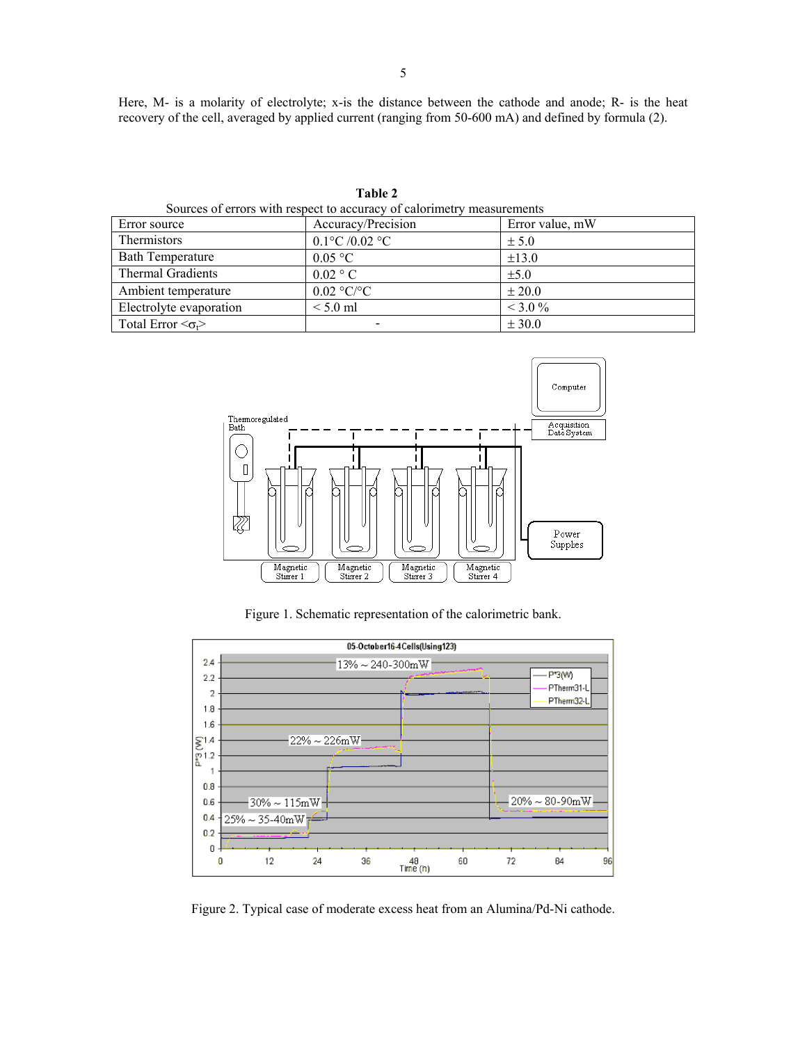Here, M- is a molarity of electrolyte; x-is the distance between the cathode and anode; R- is the heat recovery of the cell, averaged by applied current (ranging from 50-600 mA) and defined by formula (2).

**Table 2**

Sources of errors with respect to accuracy of calorimetry measurements

| Error source | Accuracy/Precision | Error value, mW |
|---|---|---|
| Thermistors | 0.1°C /0.02 °C | ± 5.0 |
| Bath Temperature | 0.05 °C | ±13.0 |
| Thermal Gradients | 0.02 ° C | ±5.0 |
| Ambient temperature | 0.02 °C/°C | ± 20.0 |
| Electrolyte evaporation | < 5.0 ml | < 3.0 % |
| Total Error $<\sigma_t>$ | - | ± 30.0 |

Computer

Acquisition Data System

Thermoregulated Bath

Power Supplies

Magnetic Stirrer 1

Magnetic Stirrer 2

Magnetic Stirrer 3

Magnetic Stirrer 4

Figure 1. Schematic representation of the calorimetric bank.

05-October16-4Cells(Using123)

13% ~ 240-300mW

22% ~ 226mW

30% ~ 115mW

25% ~ 35-40mW

20% ~ 80-90mW

P*3(W)

PTherm31-L

PTherm32-L

P*3 (W)

0, 0.2, 0.4, 0.6, 0.8, 1, 1.2, 1.4, 1.6, 1.8, 2, 2.2, 2.4

0, 12, 24, 36, 48, 60, 72, 84, 96

Time (h)

Figure 2. Typical case of moderate excess heat from an Alumina/Pd-Ni cathode.